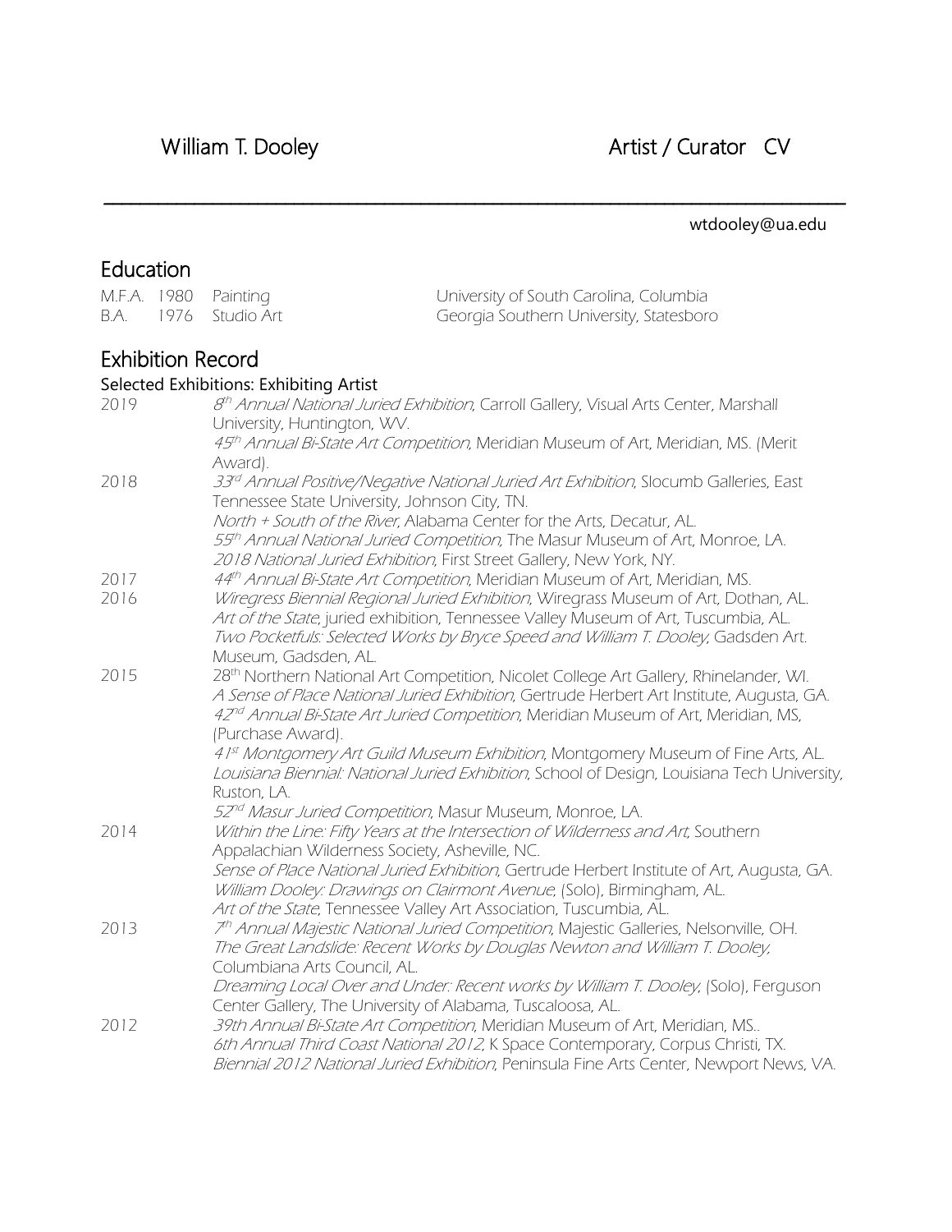# William T. Dooley — Artist / Curator CV

wtdooley@ua.edu

## Education

| | | | |
|---|---|---|---|
| M.F.A. | 1980 | Painting | University of South Carolina, Columbia |
| B.A. | 1976 | Studio Art | Georgia Southern University, Statesboro |

## Exhibition Record

### Selected Exhibitions: Exhibiting Artist

**2019**
- *8th Annual National Juried Exhibition*, Carroll Gallery, Visual Arts Center, Marshall University, Huntington, WV.
- *45th Annual Bi-State Art Competition*, Meridian Museum of Art, Meridian, MS. (Merit Award).

**2018**
- *33rd Annual Positive/Negative National Juried Art Exhibition*, Slocumb Galleries, East Tennessee State University, Johnson City, TN.
- *North + South of the River*, Alabama Center for the Arts, Decatur, AL.
- *55th Annual National Juried Competition*, The Masur Museum of Art, Monroe, LA.
- *2018 National Juried Exhibition*, First Street Gallery, New York, NY.

**2017**
- *44th Annual Bi-State Art Competition*, Meridian Museum of Art, Meridian, MS.

**2016**
- *Wiregress Biennial Regional Juried Exhibition*, Wiregrass Museum of Art, Dothan, AL.
- *Art of the State*, juried exhibition, Tennessee Valley Museum of Art, Tuscumbia, AL.
- *Two Pocketfuls: Selected Works by Bryce Speed and William T. Dooley*, Gadsden Art. Museum, Gadsden, AL.

**2015**
- 28th Northern National Art Competition, Nicolet College Art Gallery, Rhinelander, WI.
- *A Sense of Place National Juried Exhibition*, Gertrude Herbert Art Institute, Augusta, GA.
- *42nd Annual Bi-State Art Juried Competition*, Meridian Museum of Art, Meridian, MS, (Purchase Award).
- *41st Montgomery Art Guild Museum Exhibition*, Montgomery Museum of Fine Arts, AL.
- *Louisiana Biennial: National Juried Exhibition*, School of Design, Louisiana Tech University, Ruston, LA.
- *52nd Masur Juried Competition*, Masur Museum, Monroe, LA.

**2014**
- *Within the Line: Fifty Years at the Intersection of Wilderness and Art*, Southern Appalachian Wilderness Society, Asheville, NC.
- *Sense of Place National Juried Exhibition*, Gertrude Herbert Institute of Art, Augusta, GA.
- *William Dooley: Drawings on Clairmont Avenue*, (Solo), Birmingham, AL.
- *Art of the State*, Tennessee Valley Art Association, Tuscumbia, AL.

**2013**
- *7th Annual Majestic National Juried Competition*, Majestic Galleries, Nelsonville, OH.
- *The Great Landslide: Recent Works by Douglas Newton and William T. Dooley*, Columbiana Arts Council, AL.
- *Dreaming Local Over and Under: Recent works by William T. Dooley*, (Solo), Ferguson Center Gallery, The University of Alabama, Tuscaloosa, AL.

**2012**
- *39th Annual Bi-State Art Competition*, Meridian Museum of Art, Meridian, MS..
- *6th Annual Third Coast National 2012*, K Space Contemporary, Corpus Christi, TX.
- *Biennial 2012 National Juried Exhibition*, Peninsula Fine Arts Center, Newport News, VA.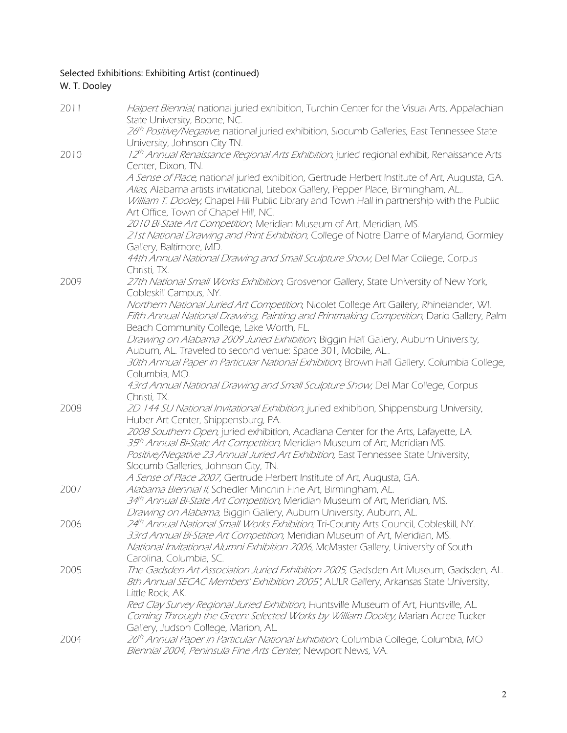Selected Exhibitions: Exhibiting Artist (continued)
W. T. Dooley

2011
*Halpert Biennial*, national juried exhibition, Turchin Center for the Visual Arts, Appalachian State University, Boone, NC.
*26th Positive/Negative*, national juried exhibition, Slocumb Galleries, East Tennessee State University, Johnson City TN.

2010
*12th Annual Renaissance Regional Arts Exhibition*, juried regional exhibit, Renaissance Arts Center, Dixon, TN.
*A Sense of Place*, national juried exhibition, Gertrude Herbert Institute of Art, Augusta, GA.
*Alias*, Alabama artists invitational, Litebox Gallery, Pepper Place, Birmingham, AL..
*William T. Dooley*, Chapel Hill Public Library and Town Hall in partnership with the Public Art Office, Town of Chapel Hill, NC.
*2010 Bi-State Art Competition*, Meridian Museum of Art, Meridian, MS.
*21st National Drawing and Print Exhibition*, College of Notre Dame of Maryland, Gormley Gallery, Baltimore, MD.
*44th Annual National Drawing and Small Sculpture Show*, Del Mar College, Corpus Christi, TX.

2009
*27th National Small Works Exhibition*, Grosvenor Gallery, State University of New York, Cobleskill Campus, NY.
*Northern National Juried Art Competition*, Nicolet College Art Gallery, Rhinelander, WI.
*Fifth Annual National Drawing, Painting and Printmaking Competition*, Dario Gallery, Palm Beach Community College, Lake Worth, FL.
*Drawing on Alabama 2009 Juried Exhibition*, Biggin Hall Gallery, Auburn University, Auburn, AL. Traveled to second venue: Space 301, Mobile, AL..
*30th Annual Paper in Particular National Exhibition*, Brown Hall Gallery, Columbia College, Columbia, MO.
*43rd Annual National Drawing and Small Sculpture Show*, Del Mar College, Corpus Christi, TX.

2008
*2D 144 SU National Invitational Exhibition*, juried exhibition, Shippensburg University, Huber Art Center, Shippensburg, PA.
*2008 Southern Open*, juried exhibition, Acadiana Center for the Arts, Lafayette, LA.
*35th Annual Bi-State Art Competition*, Meridian Museum of Art, Meridian MS.
*Positive/Negative 23 Annual Juried Art Exhibition*, East Tennessee State University, Slocumb Galleries, Johnson City, TN.
*A Sense of Place 2007*, Gertrude Herbert Institute of Art, Augusta, GA.

2007
*Alabama Biennial II*, Schedler Minchin Fine Art, Birmingham, AL.
*34th Annual Bi-State Art Competition*, Meridian Museum of Art, Meridian, MS.
*Drawing on Alabama*, Biggin Gallery, Auburn University, Auburn, AL.

2006
*24th Annual National Small Works Exhibition*, Tri-County Arts Council, Cobleskill, NY.
*33rd Annual Bi-State Art Competition*, Meridian Museum of Art, Meridian, MS.
*National Invitational Alumni Exhibition 2006*, McMaster Gallery, University of South Carolina, Columbia, SC.

2005
*The Gadsden Art Association Juried Exhibition 2005*, Gadsden Art Museum, Gadsden, AL.
*8th Annual SECAC Members' Exhibition 2005"*, AULR Gallery, Arkansas State University, Little Rock, AK.
*Red Clay Survey Regional Juried Exhibition*, Huntsville Museum of Art, Huntsville, AL.
*Coming Through the Green: Selected Works by William Dooley*, Marian Acree Tucker Gallery, Judson College, Marion, AL.

2004
*26th Annual Paper in Particular National Exhibition*, Columbia College, Columbia, MO
*Biennial 2004, Peninsula Fine Arts Center*, Newport News, VA.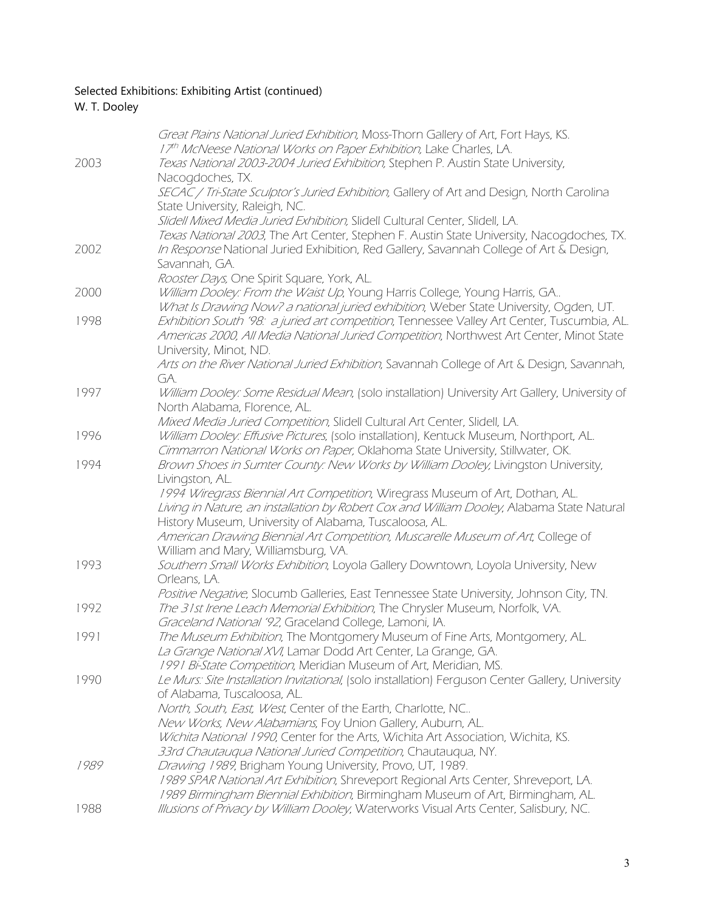Selected Exhibitions: Exhibiting Artist (continued)
W. T. Dooley

| | |
|---|---|
| | *Great Plains National Juried Exhibition*, Moss-Thorn Gallery of Art, Fort Hays, KS. |
| | *17th McNeese National Works on Paper Exhibition*, Lake Charles, LA. |
| 2003 | *Texas National 2003-2004 Juried Exhibition*, Stephen P. Austin State University, Nacogdoches, TX. |
| | *SECAC / Tri-State Sculptor's Juried Exhibition*, Gallery of Art and Design, North Carolina State University, Raleigh, NC. |
| | *Slidell Mixed Media Juried Exhibition*, Slidell Cultural Center, Slidell, LA. |
| | *Texas National 2003*, The Art Center, Stephen F. Austin State University, Nacogdoches, TX. |
| 2002 | *In Response* National Juried Exhibition, Red Gallery, Savannah College of Art & Design, Savannah, GA. |
| | *Rooster Days*, One Spirit Square, York, AL. |
| 2000 | *William Dooley: From the Waist Up*, Young Harris College, Young Harris, GA.. |
| | *What Is Drawing Now? a national juried exhibition*, Weber State University, Ogden, UT. |
| 1998 | *Exhibition South '98: a juried art competition*, Tennessee Valley Art Center, Tuscumbia, AL. |
| | *Americas 2000, All Media National Juried Competition*, Northwest Art Center, Minot State University, Minot, ND. |
| | *Arts on the River National Juried Exhibition*, Savannah College of Art & Design, Savannah, GA. |
| 1997 | *William Dooley: Some Residual Mean*, (solo installation) University Art Gallery, University of North Alabama, Florence, AL. |
| | *Mixed Media Juried Competition*, Slidell Cultural Art Center, Slidell, LA. |
| 1996 | *William Dooley: Effusive Pictures*, (solo installation), Kentuck Museum, Northport, AL. |
| | *Cimmarron National Works on Paper*, Oklahoma State University, Stillwater, OK. |
| 1994 | *Brown Shoes in Sumter County: New Works by William Dooley*, Livingston University, Livingston, AL. |
| | *1994 Wiregrass Biennial Art Competition*, Wiregrass Museum of Art, Dothan, AL. |
| | *Living in Nature, an installation by Robert Cox and William Dooley*, Alabama State Natural History Museum, University of Alabama, Tuscaloosa, AL. |
| | *American Drawing Biennial Art Competition, Muscarelle Museum of Art*, College of William and Mary, Williamsburg, VA. |
| 1993 | *Southern Small Works Exhibition*, Loyola Gallery Downtown, Loyola University, New Orleans, LA. |
| | *Positive Negative*, Slocumb Galleries, East Tennessee State University, Johnson City, TN. |
| 1992 | *The 31st Irene Leach Memorial Exhibition*, The Chrysler Museum, Norfolk, VA. |
| | *Graceland National '92*, Graceland College, Lamoni, IA. |
| 1991 | *The Museum Exhibition*, The Montgomery Museum of Fine Arts, Montgomery, AL. |
| | *La Grange National XVI*, Lamar Dodd Art Center, La Grange, GA. |
| | *1991 Bi-State Competition*, Meridian Museum of Art, Meridian, MS. |
| 1990 | *Le Murs: Site Installation Invitational*, (solo installation) Ferguson Center Gallery, University of Alabama, Tuscaloosa, AL. |
| | *North, South, East, West*, Center of the Earth, Charlotte, NC.. |
| | *New Works, New Alabamians*, Foy Union Gallery, Auburn, AL. |
| | *Wichita National 1990*, Center for the Arts, Wichita Art Association, Wichita, KS. |
| | *33rd Chautauqua National Juried Competition*, Chautauqua, NY. |
| *1989* | *Drawing 1989*, Brigham Young University, Provo, UT, 1989. |
| | *1989 SPAR National Art Exhibition*, Shreveport Regional Arts Center, Shreveport, LA. |
| | *1989 Birmingham Biennial Exhibition*, Birmingham Museum of Art, Birmingham, AL. |
| 1988 | *Illusions of Privacy by William Dooley*, Waterworks Visual Arts Center, Salisbury, NC. |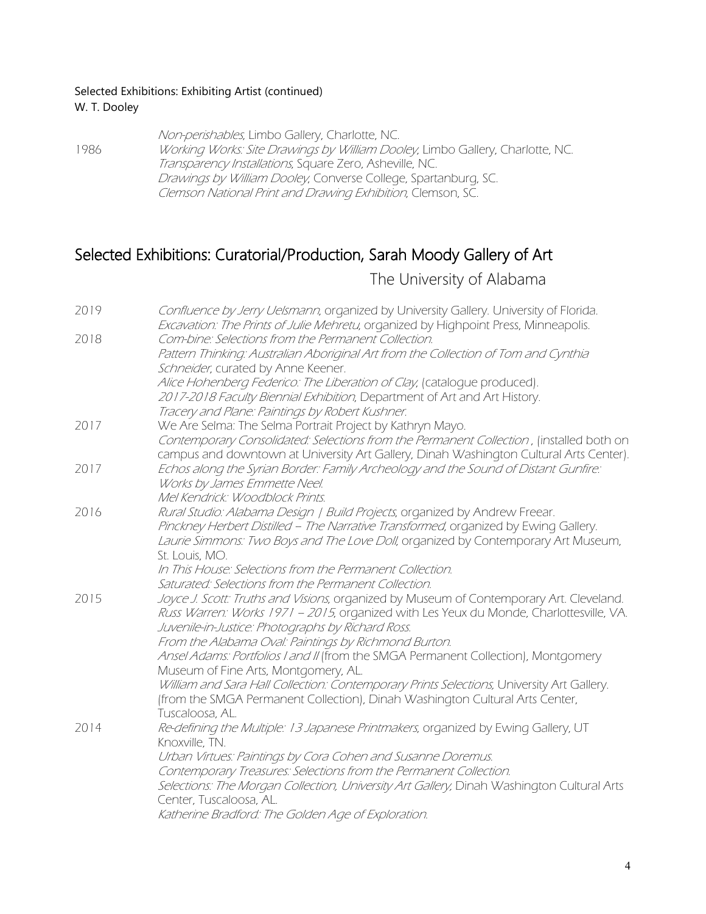Selected Exhibitions: Exhibiting Artist (continued)
W. T. Dooley

*Non-perishables*, Limbo Gallery, Charlotte, NC.

1986 *Working Works: Site Drawings by William Dooley*, Limbo Gallery, Charlotte, NC.
*Transparency Installations*, Square Zero, Asheville, NC.
*Drawings by William Dooley*, Converse College, Spartanburg, SC.
*Clemson National Print and Drawing Exhibition*, Clemson, SC.

## Selected Exhibitions: Curatorial/Production, Sarah Moody Gallery of Art

### The University of Alabama

2019 *Confluence by Jerry Uelsmann*, organized by University Gallery. University of Florida.
*Excavation: The Prints of Julie Mehretu*, organized by Highpoint Press, Minneapolis.

2018 *Com-bine: Selections from the Permanent Collection.*
*Pattern Thinking: Australian Aboriginal Art from the Collection of Tom and Cynthia Schneider*, curated by Anne Keener.
*Alice Hohenberg Federico: The Liberation of Clay*, (catalogue produced).
*2017-2018 Faculty Biennial Exhibition*, Department of Art and Art History.
*Tracery and Plane: Paintings by Robert Kushner.*

2017 We Are Selma: The Selma Portrait Project by Kathryn Mayo.
*Contemporary Consolidated: Selections from the Permanent Collection*, (installed both on campus and downtown at University Art Gallery, Dinah Washington Cultural Arts Center).

2017 *Echos along the Syrian Border: Family Archeology and the Sound of Distant Gunfire: Works by James Emmette Neel.*
*Mel Kendrick: Woodblock Prints.*

2016 *Rural Studio: Alabama Design | Build Projects*, organized by Andrew Freear.
*Pinckney Herbert Distilled – The Narrative Transformed*, organized by Ewing Gallery.
*Laurie Simmons: Two Boys and The Love Doll*, organized by Contemporary Art Museum, St. Louis, MO.
*In This House: Selections from the Permanent Collection.*
*Saturated: Selections from the Permanent Collection.*

2015 *Joyce J. Scott: Truths and Visions*, organized by Museum of Contemporary Art. Cleveland.
*Russ Warren: Works 1971 – 2015*, organized with Les Yeux du Monde, Charlottesville, VA.
*Juvenile-in-Justice: Photographs by Richard Ross.*
*From the Alabama Oval: Paintings by Richmond Burton.*
*Ansel Adams: Portfolios I and II* (from the SMGA Permanent Collection), Montgomery Museum of Fine Arts, Montgomery, AL.
*William and Sara Hall Collection: Contemporary Prints Selections*, University Art Gallery. (from the SMGA Permanent Collection), Dinah Washington Cultural Arts Center, Tuscaloosa, AL.

2014 *Re-defining the Multiple: 13 Japanese Printmakers*, organized by Ewing Gallery, UT Knoxville, TN.
*Urban Virtues: Paintings by Cora Cohen and Susanne Doremus.*
*Contemporary Treasures: Selections from the Permanent Collection.*
*Selections: The Morgan Collection, University Art Gallery*, Dinah Washington Cultural Arts Center, Tuscaloosa, AL.
*Katherine Bradford: The Golden Age of Exploration.*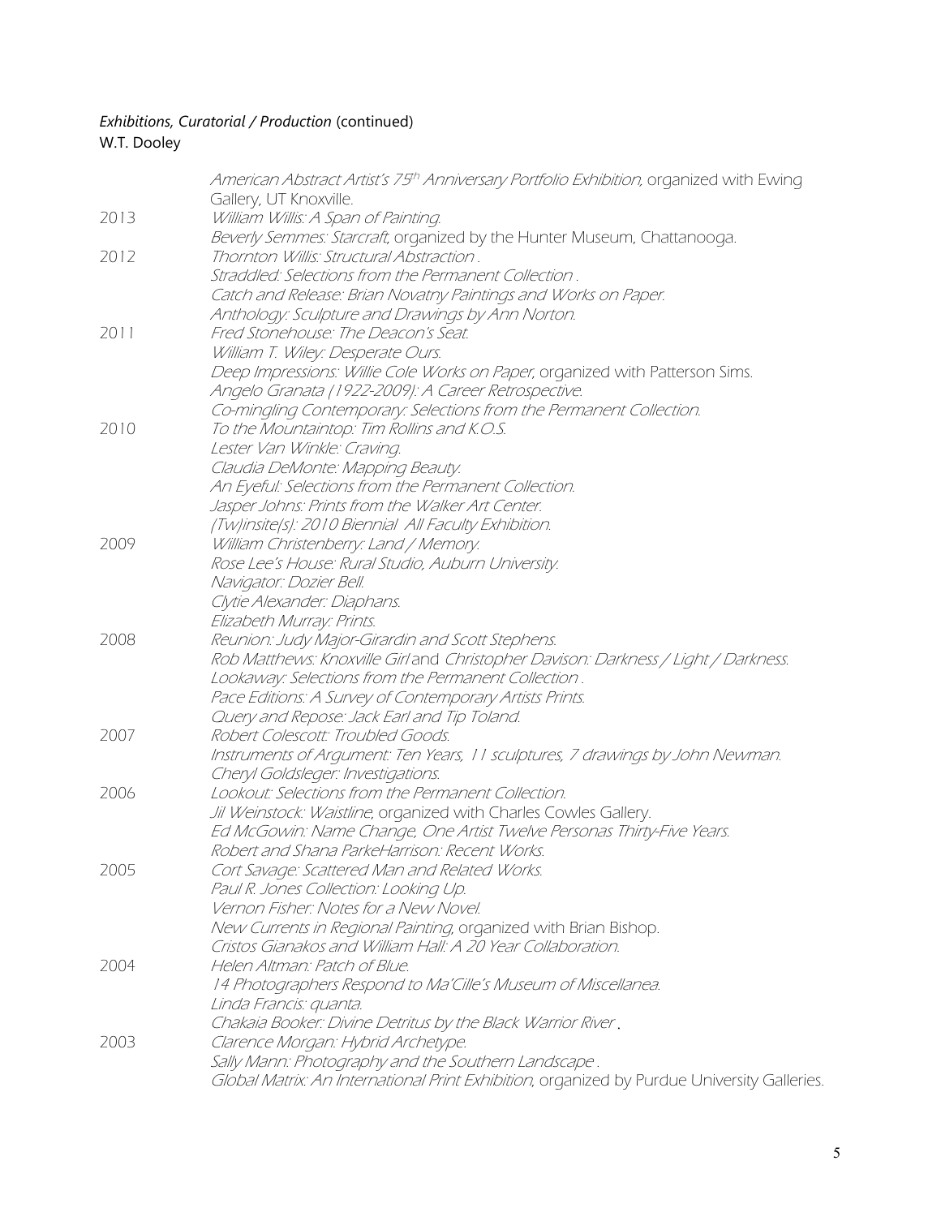*Exhibitions, Curatorial / Production* (continued)
W.T. Dooley

| | |
|---|---|
| | *American Abstract Artist's 75th Anniversary Portfolio Exhibition,* organized with Ewing Gallery, UT Knoxville. |
| 2013 | *William Willis: A Span of Painting.* |
| | *Beverly Semmes: Starcraft*, organized by the Hunter Museum, Chattanooga. |
| 2012 | *Thornton Willis: Structural Abstraction .* |
| | *Straddled: Selections from the Permanent Collection .* |
| | *Catch and Release: Brian Novatny Paintings and Works on Paper.* |
| | *Anthology: Sculpture and Drawings by Ann Norton.* |
| 2011 | *Fred Stonehouse: The Deacon's Seat.* |
| | *William T. Wiley: Desperate Ours.* |
| | *Deep Impressions: Willie Cole Works on Paper*, organized with Patterson Sims. |
| | *Angelo Granata (1922-2009): A Career Retrospective.* |
| | *Co-mingling Contemporary: Selections from the Permanent Collection.* |
| 2010 | *To the Mountaintop: Tim Rollins and K.O.S.* |
| | *Lester Van Winkle: Craving.* |
| | *Claudia DeMonte: Mapping Beauty.* |
| | *An Eyeful: Selections from the Permanent Collection.* |
| | *Jasper Johns: Prints from the Walker Art Center.* |
| | *(Tw)insite(s): 2010 Biennial All Faculty Exhibition.* |
| 2009 | *William Christenberry: Land / Memory.* |
| | *Rose Lee's House: Rural Studio, Auburn University.* |
| | *Navigator: Dozier Bell.* |
| | *Clytie Alexander: Diaphans.* |
| | *Elizabeth Murray: Prints.* |
| 2008 | *Reunion: Judy Major-Girardin and Scott Stephens.* |
| | *Rob Matthews: Knoxville Girl* and *Christopher Davison: Darkness / Light / Darkness.* |
| | *Lookaway: Selections from the Permanent Collection .* |
| | *Pace Editions: A Survey of Contemporary Artists Prints.* |
| | *Query and Repose: Jack Earl and Tip Toland.* |
| 2007 | *Robert Colescott: Troubled Goods.* |
| | *Instruments of Argument: Ten Years, 11 sculptures, 7 drawings by John Newman.* |
| | *Cheryl Goldsleger: Investigations.* |
| 2006 | *Lookout: Selections from the Permanent Collection.* |
| | *Jil Weinstock: Waistline*, organized with Charles Cowles Gallery. |
| | *Ed McGowin: Name Change, One Artist Twelve Personas Thirty-Five Years.* |
| | *Robert and Shana ParkeHarrison: Recent Works.* |
| 2005 | *Cort Savage: Scattered Man and Related Works.* |
| | *Paul R. Jones Collection: Looking Up.* |
| | *Vernon Fisher: Notes for a New Novel.* |
| | *New Currents in Regional Painting*, organized with Brian Bishop. |
| | *Cristos Gianakos and William Hall: A 20 Year Collaboration.* |
| 2004 | *Helen Altman: Patch of Blue.* |
| | *14 Photographers Respond to Ma'Cille's Museum of Miscellanea.* |
| | *Linda Francis: quanta.* |
| | *Chakaia Booker: Divine Detritus by the Black Warrior River .* |
| 2003 | *Clarence Morgan: Hybrid Archetype.* |
| | *Sally Mann: Photography and the Southern Landscape .* |
| | *Global Matrix: An International Print Exhibition*, organized by Purdue University Galleries. |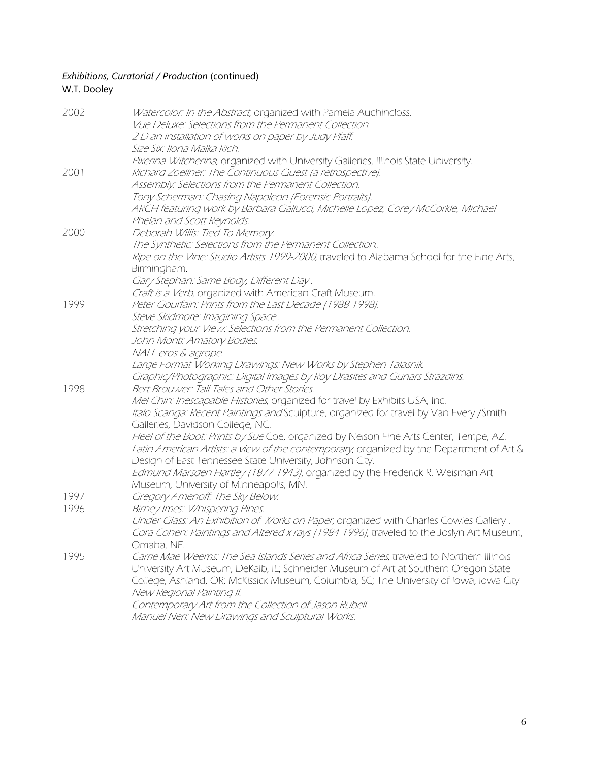*Exhibitions, Curatorial / Production* (continued)
W.T. Dooley

2002
- *Watercolor: In the Abstract*, organized with Pamela Auchincloss.
- *Vue Deluxe: Selections from the Permanent Collection.*
- *2-D an installation of works on paper by Judy Pfaff.*
- *Size Six: Ilona Malka Rich.*
- *Pixerina Witcherina*, organized with University Galleries, Illinois State University.

2001
- *Richard Zoellner: The Continuous Quest (a retrospective).*
- *Assembly: Selections from the Permanent Collection.*
- *Tony Scherman: Chasing Napoleon (Forensic Portraits).*
- *ARCH featuring work by Barbara Gallucci, Michelle Lopez, Corey McCorkle, Michael Phelan and Scott Reynolds.*

2000
- *Deborah Willis: Tied To Memory.*
- *The Synthetic: Selections from the Permanent Collection..*
- *Ripe on the Vine: Studio Artists 1999-2000*, traveled to Alabama School for the Fine Arts, Birmingham.
- *Gary Stephan: Same Body, Different Day .*
- *Craft is a Verb*, organized with American Craft Museum.

1999
- *Peter Gourfain: Prints from the Last Decade (1988-1998).*
- *Steve Skidmore: Imagining Space .*
- *Stretching your View: Selections from the Permanent Collection.*
- *John Monti: Amatory Bodies.*
- *NALL eros & agrope.*
- *Large Format Working Drawings: New Works by Stephen Talasnik.*
- *Graphic/Photographic: Digital Images by Roy Drasites and Gunars Strazdins.*

1998
- *Bert Brouwer: Tall Tales and Other Stories.*
- *Mel Chin: Inescapable Histories*, organized for travel by Exhibits USA, Inc.
- *Italo Scanga: Recent Paintings and* Sculpture, organized for travel by Van Every /Smith Galleries, Davidson College, NC.
- *Heel of the Boot: Prints by Sue* Coe, organized by Nelson Fine Arts Center, Tempe, AZ.
- *Latin American Artists: a view of the contemporary*, organized by the Department of Art & Design of East Tennessee State University, Johnson City.
- *Edmund Marsden Hartley (1877-1943)*, organized by the Frederick R. Weisman Art Museum, University of Minneapolis, MN.

1997
- *Gregory Amenoff: The Sky Below.*

1996
- *Birney Imes: Whispering Pines.*
- *Under Glass: An Exhibition of Works on Paper*, organized with Charles Cowles Gallery .
- *Cora Cohen: Paintings and Altered x-rays (1984-1996)*, traveled to the Joslyn Art Museum, Omaha, NE.

1995
- *Carrie Mae Weems: The Sea Islands Series and Africa Series*, traveled to Northern Illinois University Art Museum, DeKalb, IL; Schneider Museum of Art at Southern Oregon State College, Ashland, OR; McKissick Museum, Columbia, SC; The University of Iowa, Iowa City
- *New Regional Painting II.*
- *Contemporary Art from the Collection of Jason Rubell.*
- *Manuel Neri: New Drawings and Sculptural Works.*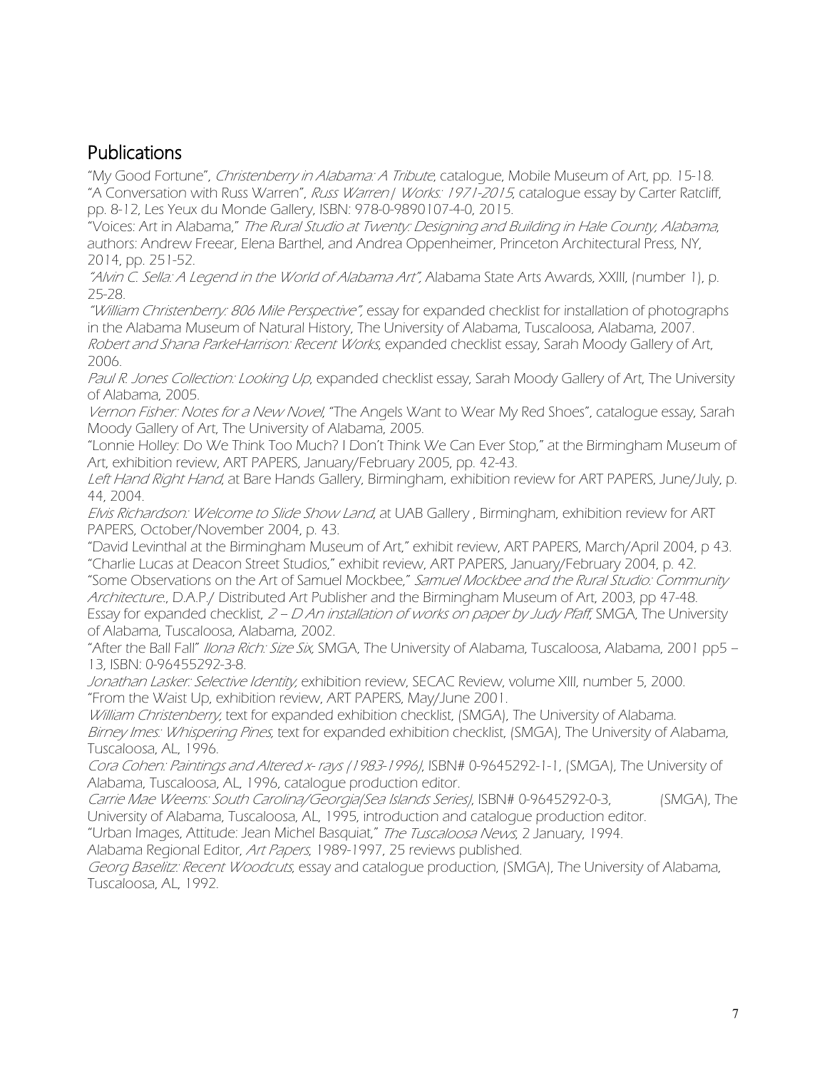## Publications

"My Good Fortune", *Christenberry in Alabama: A Tribute*, catalogue, Mobile Museum of Art, pp. 15-18.
"A Conversation with Russ Warren", *Russ Warren| Works: 1971-2015*, catalogue essay by Carter Ratcliff, pp. 8-12, Les Yeux du Monde Gallery, ISBN: 978-0-9890107-4-0, 2015.
"Voices: Art in Alabama," *The Rural Studio at Twenty: Designing and Building in Hale County, Alabama*, authors: Andrew Freear, Elena Barthel, and Andrea Oppenheimer, Princeton Architectural Press, NY, 2014, pp. 251-52.
*"Alvin C. Sella: A Legend in the World of Alabama Art"*, Alabama State Arts Awards, XXIII, (number 1), p. 25-28.
*"William Christenberry: 806 Mile Perspective"*, essay for expanded checklist for installation of photographs in the Alabama Museum of Natural History, The University of Alabama, Tuscaloosa, Alabama, 2007.
*Robert and Shana ParkeHarrison: Recent Works*, expanded checklist essay, Sarah Moody Gallery of Art, 2006.
*Paul R. Jones Collection: Looking Up*, expanded checklist essay, Sarah Moody Gallery of Art, The University of Alabama, 2005.
*Vernon Fisher: Notes for a New Novel*, "The Angels Want to Wear My Red Shoes", catalogue essay, Sarah Moody Gallery of Art, The University of Alabama, 2005.
"Lonnie Holley: Do We Think Too Much? I Don't Think We Can Ever Stop," at the Birmingham Museum of Art, exhibition review, ART PAPERS, January/February 2005, pp. 42-43.
*Left Hand Right Hand*, at Bare Hands Gallery, Birmingham, exhibition review for ART PAPERS, June/July, p. 44, 2004.
*Elvis Richardson: Welcome to Slide Show Land*, at UAB Gallery , Birmingham, exhibition review for ART PAPERS, October/November 2004, p. 43.
"David Levinthal at the Birmingham Museum of Art," exhibit review, ART PAPERS, March/April 2004, p 43.
"Charlie Lucas at Deacon Street Studios," exhibit review, ART PAPERS, January/February 2004, p. 42.
"Some Observations on the Art of Samuel Mockbee," *Samuel Mockbee and the Rural Studio: Community Architecture.*, D.A.P./ Distributed Art Publisher and the Birmingham Museum of Art, 2003, pp 47-48.
Essay for expanded checklist, *2 – D An installation of works on paper by Judy Pfaff*, SMGA, The University of Alabama, Tuscaloosa, Alabama, 2002.
"After the Ball Fall" *Ilona Rich: Size Six,* SMGA, The University of Alabama, Tuscaloosa, Alabama, 2001 pp5 – 13, ISBN: 0-96455292-3-8.
*Jonathan Lasker: Selective Identity*, exhibition review, SECAC Review, volume XIII, number 5, 2000.
"From the Waist Up, exhibition review, ART PAPERS, May/June 2001.
*William Christenberry*, text for expanded exhibition checklist, (SMGA), The University of Alabama.
*Birney Imes: Whispering Pines*, text for expanded exhibition checklist, (SMGA), The University of Alabama, Tuscaloosa, AL, 1996.
*Cora Cohen: Paintings and Altered x- rays (1983-1996)*, ISBN# 0-9645292-1-1, (SMGA), The University of Alabama, Tuscaloosa, AL, 1996, catalogue production editor.
*Carrie Mae Weems: South Carolina/Georgia(Sea Islands Series)*, ISBN# 0-9645292-0-3, (SMGA), The University of Alabama, Tuscaloosa, AL, 1995, introduction and catalogue production editor.
"Urban Images, Attitude: Jean Michel Basquiat," *The Tuscaloosa News*, 2 January, 1994.
Alabama Regional Editor, *Art Papers*, 1989-1997, 25 reviews published.
*Georg Baselitz: Recent Woodcuts*, essay and catalogue production, (SMGA), The University of Alabama, Tuscaloosa, AL, 1992.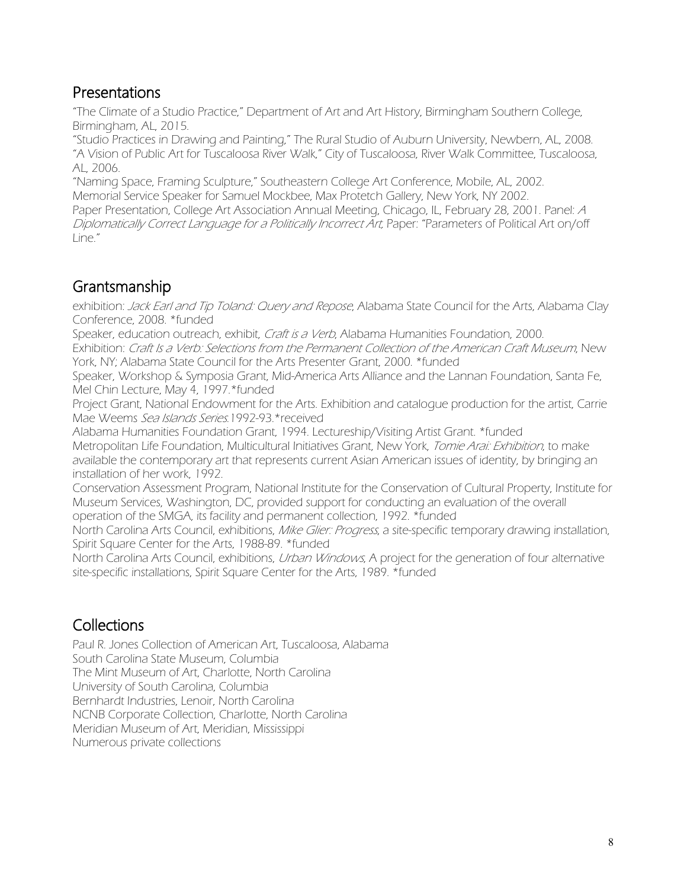## Presentations

"The Climate of a Studio Practice," Department of Art and Art History, Birmingham Southern College, Birmingham, AL, 2015.

"Studio Practices in Drawing and Painting," The Rural Studio of Auburn University, Newbern, AL, 2008.

"A Vision of Public Art for Tuscaloosa River Walk," City of Tuscaloosa, River Walk Committee, Tuscaloosa, AL, 2006.

"Naming Space, Framing Sculpture," Southeastern College Art Conference, Mobile, AL, 2002.

Memorial Service Speaker for Samuel Mockbee, Max Protetch Gallery, New York, NY 2002.

Paper Presentation, College Art Association Annual Meeting, Chicago, IL, February 28, 2001. Panel: *A Diplomatically Correct Language for a Politically Incorrect Art*, Paper: "Parameters of Political Art on/off Line."

## Grantsmanship

exhibition: *Jack Earl and Tip Toland: Query and Repose*, Alabama State Council for the Arts, Alabama Clay Conference, 2008. *funded

Speaker, education outreach, exhibit, *Craft is a Verb*, Alabama Humanities Foundation, 2000.

Exhibition: *Craft Is a Verb: Selections from the Permanent Collection of the American Craft Museum*, New York, NY; Alabama State Council for the Arts Presenter Grant, 2000. *funded

Speaker, Workshop & Symposia Grant, Mid-America Arts Alliance and the Lannan Foundation, Santa Fe, Mel Chin Lecture, May 4, 1997.*funded

Project Grant, National Endowment for the Arts. Exhibition and catalogue production for the artist, Carrie Mae Weems *Sea Islands Series*.1992-93.*received

Alabama Humanities Foundation Grant, 1994. Lectureship/Visiting Artist Grant. *funded

Metropolitan Life Foundation, Multicultural Initiatives Grant, New York, *Tomie Arai: Exhibition*, to make available the contemporary art that represents current Asian American issues of identity, by bringing an installation of her work, 1992.

Conservation Assessment Program, National Institute for the Conservation of Cultural Property, Institute for Museum Services, Washington, DC, provided support for conducting an evaluation of the overall operation of the SMGA, its facility and permanent collection, 1992. *funded

North Carolina Arts Council, exhibitions, *Mike Glier: Progress*, a site-specific temporary drawing installation, Spirit Square Center for the Arts, 1988-89. *funded

North Carolina Arts Council, exhibitions, *Urban Windows*, A project for the generation of four alternative site-specific installations, Spirit Square Center for the Arts, 1989. *funded

## Collections

Paul R. Jones Collection of American Art, Tuscaloosa, Alabama
South Carolina State Museum, Columbia
The Mint Museum of Art, Charlotte, North Carolina
University of South Carolina, Columbia
Bernhardt Industries, Lenoir, North Carolina
NCNB Corporate Collection, Charlotte, North Carolina
Meridian Museum of Art, Meridian, Mississippi
Numerous private collections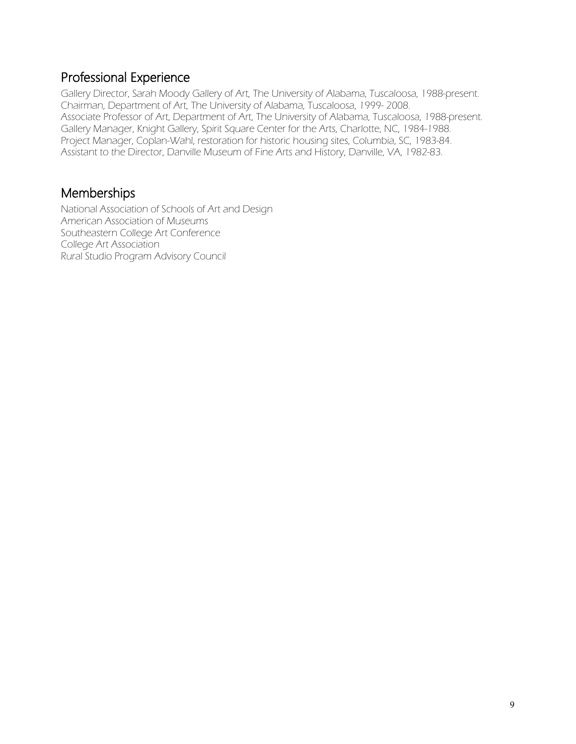## Professional Experience

*Gallery Director, Sarah Moody Gallery of Art, The University of Alabama, Tuscaloosa, 1988-present.*
*Chairman, Department of Art, The University of Alabama, Tuscaloosa, 1999- 2008.*
*Associate Professor of Art, Department of Art, The University of Alabama, Tuscaloosa, 1988-present.*
*Gallery Manager, Knight Gallery, Spirit Square Center for the Arts, Charlotte, NC, 1984-1988.*
*Project Manager, Coplan-Wahl, restoration for historic housing sites, Columbia, SC, 1983-84.*
*Assistant to the Director, Danville Museum of Fine Arts and History, Danville, VA, 1982-83.*

## Memberships

*National Association of Schools of Art and Design*
*American Association of Museums*
*Southeastern College Art Conference*
*College Art Association*
*Rural Studio Program Advisory Council*